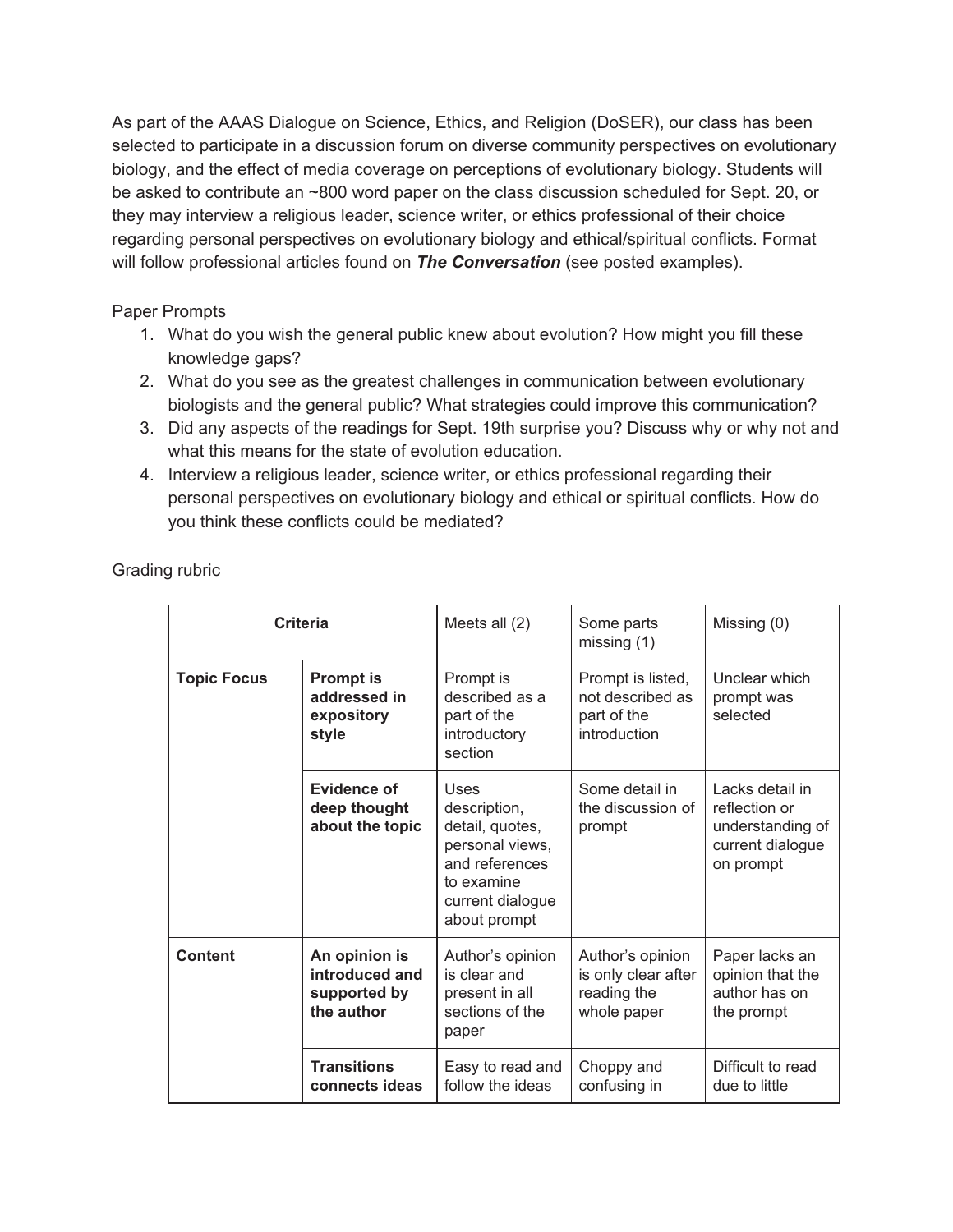As part of the AAAS Dialogue on Science, Ethics, and Religion (DoSER), our class has been selected to participate in a discussion forum on diverse community perspectives on evolutionary biology, and the effect of media coverage on perceptions of evolutionary biology. Students will be asked to contribute an ~800 word paper on the class discussion scheduled for Sept. 20, or they may interview a religious leader, science writer, or ethics professional of their choice regarding personal perspectives on evolutionary biology and ethical/spiritual conflicts. Format will follow professional articles found on ***The Conversation*** (see posted examples).

Paper Prompts

1. What do you wish the general public knew about evolution? How might you fill these knowledge gaps?
2. What do you see as the greatest challenges in communication between evolutionary biologists and the general public? What strategies could improve this communication?
3. Did any aspects of the readings for Sept. 19th surprise you? Discuss why or why not and what this means for the state of evolution education.
4. Interview a religious leader, science writer, or ethics professional regarding their personal perspectives on evolutionary biology and ethical or spiritual conflicts. How do you think these conflicts could be mediated?

Grading rubric

| **Criteria** | | Meets all (2) | Some parts missing (1) | Missing (0) |
|---|---|---|---|---|
| **Topic Focus** | **Prompt is addressed in expository style** | Prompt is described as a part of the introductory section | Prompt is listed, not described as part of the introduction | Unclear which prompt was selected |
| | **Evidence of deep thought about the topic** | Uses description, detail, quotes, personal views, and references to examine current dialogue about prompt | Some detail in the discussion of prompt | Lacks detail in reflection or understanding of current dialogue on prompt |
| **Content** | **An opinion is introduced and supported by the author** | Author's opinion is clear and present in all sections of the paper | Author's opinion is only clear after reading the whole paper | Paper lacks an opinion that the author has on the prompt |
| | **Transitions connects ideas** | Easy to read and follow the ideas | Choppy and confusing in | Difficult to read due to little |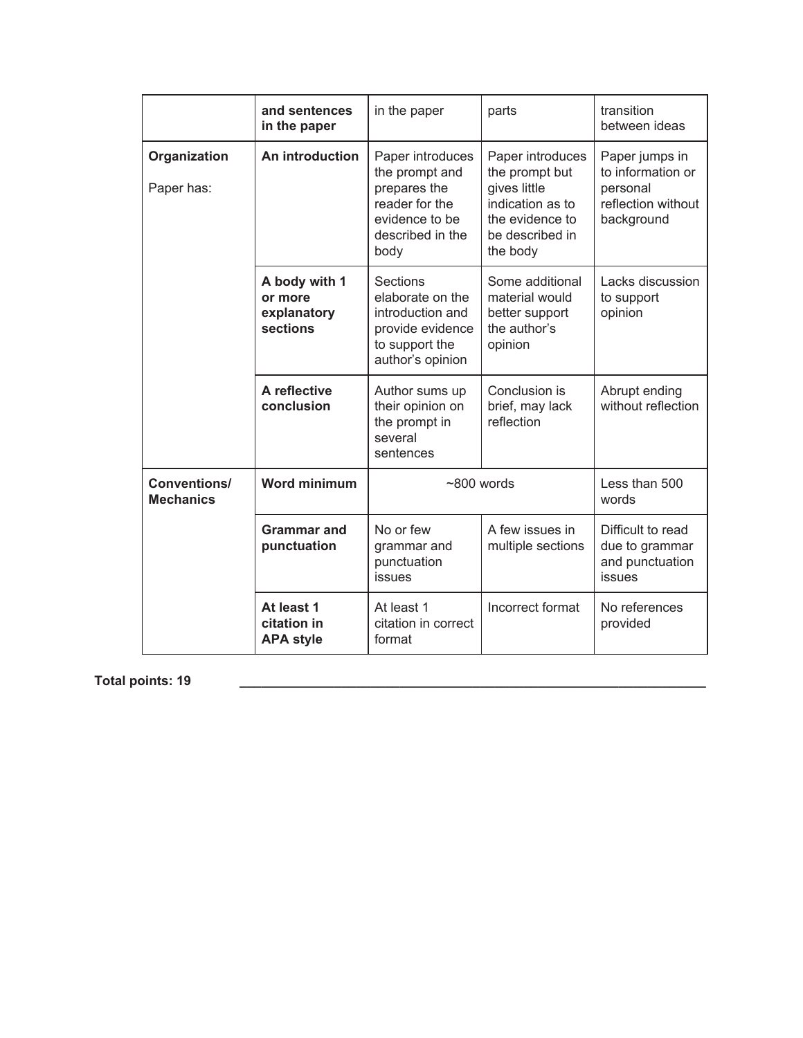| | | | | |
|---|---|---|---|---|
| | **and sentences in the paper** | in the paper | parts | transition between ideas |
| **Organization**<br><br>Paper has: | **An introduction** | Paper introduces the prompt and prepares the reader for the evidence to be described in the body | Paper introduces the prompt but gives little indication as to the evidence to be described in the body | Paper jumps in to information or personal reflection without background |
| | **A body with 1 or more explanatory sections** | Sections elaborate on the introduction and provide evidence to support the author's opinion | Some additional material would better support the author's opinion | Lacks discussion to support opinion |
| | **A reflective conclusion** | Author sums up their opinion on the prompt in several sentences | Conclusion is brief, may lack reflection | Abrupt ending without reflection |
| **Conventions/ Mechanics** | **Word minimum** | ~800 words | | Less than 500 words |
| | **Grammar and punctuation** | No or few grammar and punctuation issues | A few issues in multiple sections | Difficult to read due to grammar and punctuation issues |
| | **At least 1 citation in APA style** | At least 1 citation in correct format | Incorrect format | No references provided |

**Total points: 19** ______________________________________________